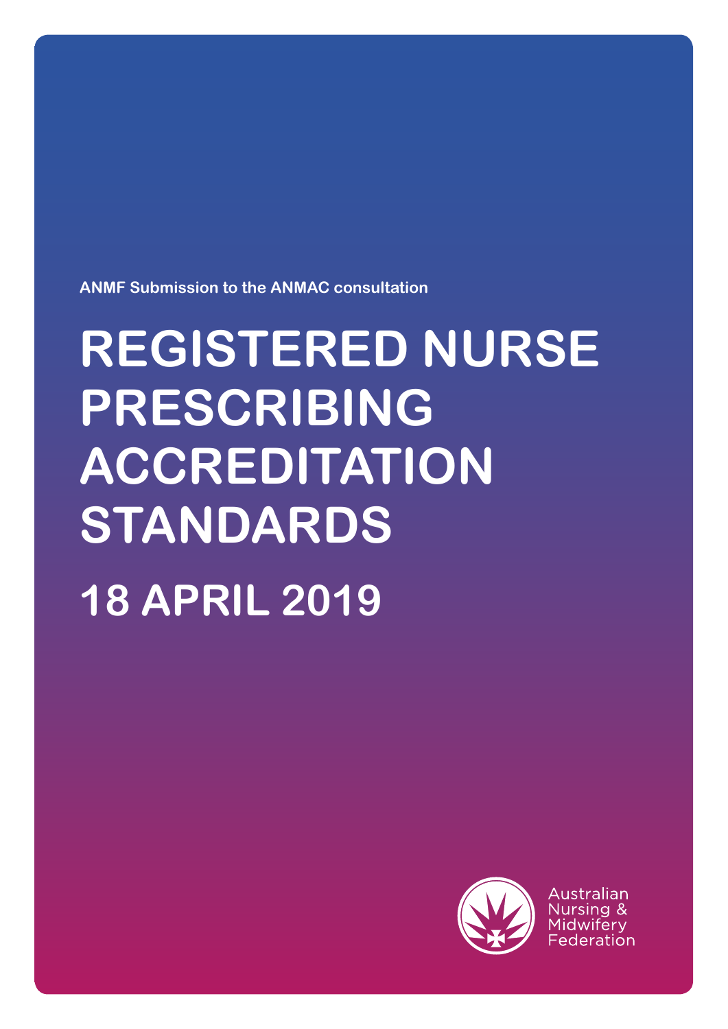ANMF Submission to the ANMAC consultation

# REGISTERED NURSE PRESCRIBING ACCREDITATION STANDARDS

## 18 APRIL 2019

Australian Nursing & Midwifery Federation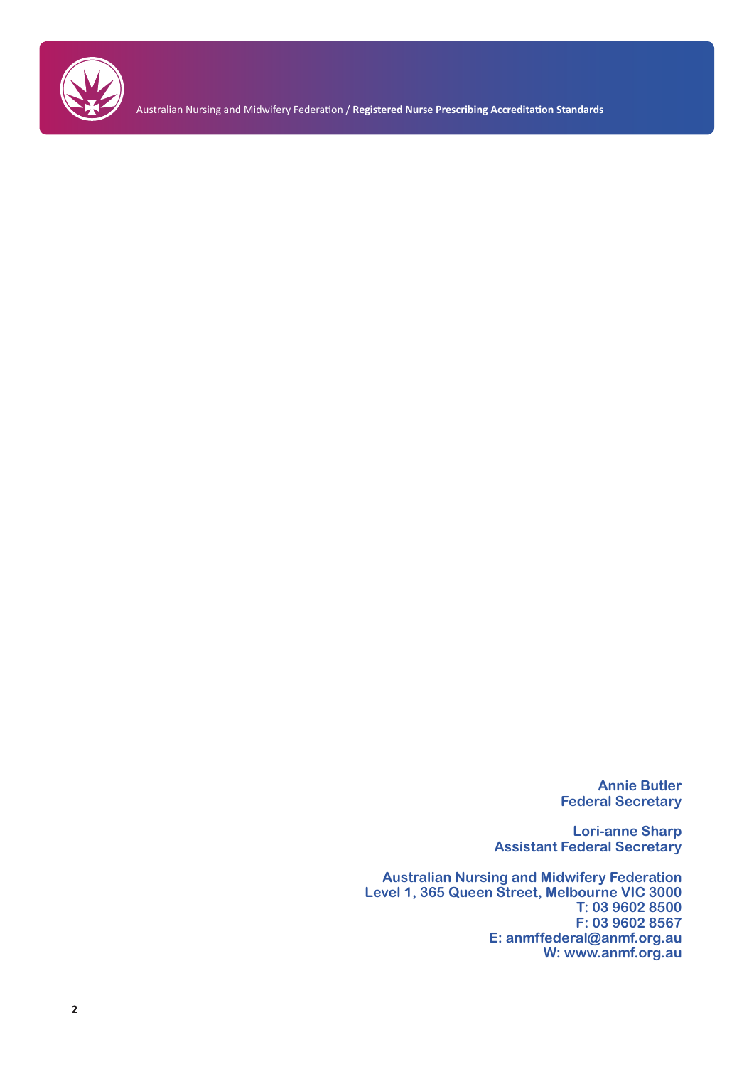**Annie Butler**
**Federal Secretary**

**Lori-anne Sharp**
**Assistant Federal Secretary**

**Australian Nursing and Midwifery Federation**
**Level 1, 365 Queen Street, Melbourne VIC 3000**
**T: 03 9602 8500**
**F: 03 9602 8567**
**E: anmffederal@anmf.org.au**
**W: www.anmf.org.au**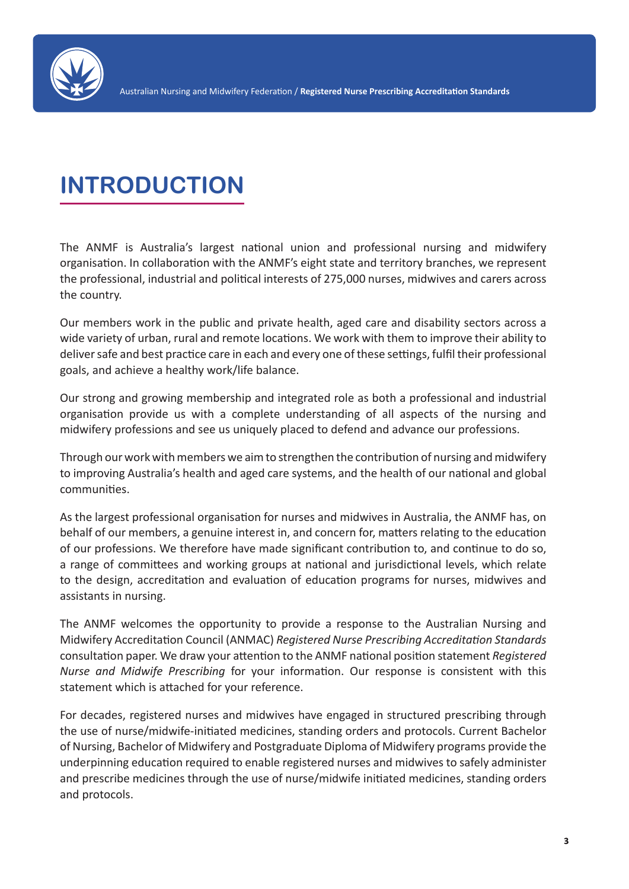# INTRODUCTION

The ANMF is Australia's largest national union and professional nursing and midwifery organisation. In collaboration with the ANMF's eight state and territory branches, we represent the professional, industrial and political interests of 275,000 nurses, midwives and carers across the country.

Our members work in the public and private health, aged care and disability sectors across a wide variety of urban, rural and remote locations. We work with them to improve their ability to deliver safe and best practice care in each and every one of these settings, fulfil their professional goals, and achieve a healthy work/life balance.

Our strong and growing membership and integrated role as both a professional and industrial organisation provide us with a complete understanding of all aspects of the nursing and midwifery professions and see us uniquely placed to defend and advance our professions.

Through our work with members we aim to strengthen the contribution of nursing and midwifery to improving Australia's health and aged care systems, and the health of our national and global communities.

As the largest professional organisation for nurses and midwives in Australia, the ANMF has, on behalf of our members, a genuine interest in, and concern for, matters relating to the education of our professions. We therefore have made significant contribution to, and continue to do so, a range of committees and working groups at national and jurisdictional levels, which relate to the design, accreditation and evaluation of education programs for nurses, midwives and assistants in nursing.

The ANMF welcomes the opportunity to provide a response to the Australian Nursing and Midwifery Accreditation Council (ANMAC) *Registered Nurse Prescribing Accreditation Standards* consultation paper. We draw your attention to the ANMF national position statement *Registered Nurse and Midwife Prescribing* for your information. Our response is consistent with this statement which is attached for your reference.

For decades, registered nurses and midwives have engaged in structured prescribing through the use of nurse/midwife-initiated medicines, standing orders and protocols. Current Bachelor of Nursing, Bachelor of Midwifery and Postgraduate Diploma of Midwifery programs provide the underpinning education required to enable registered nurses and midwives to safely administer and prescribe medicines through the use of nurse/midwife initiated medicines, standing orders and protocols.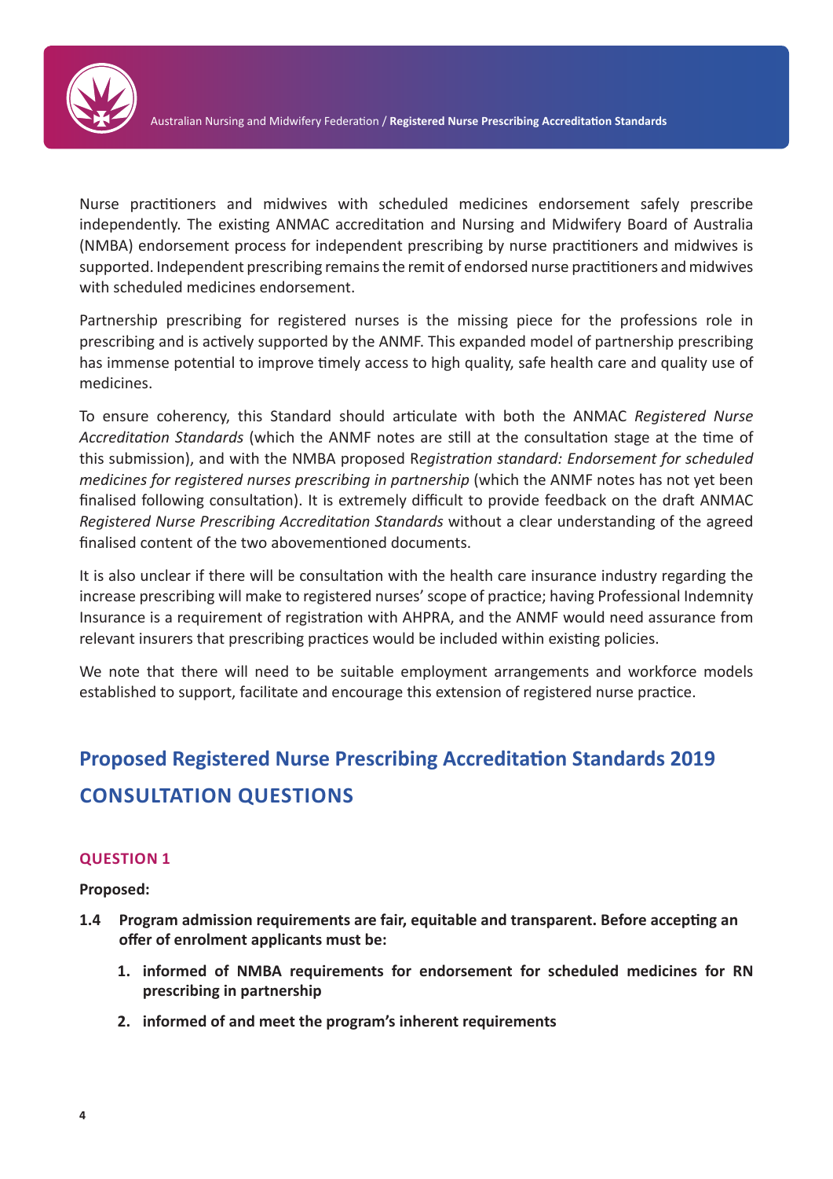Nurse practitioners and midwives with scheduled medicines endorsement safely prescribe independently. The existing ANMAC accreditation and Nursing and Midwifery Board of Australia (NMBA) endorsement process for independent prescribing by nurse practitioners and midwives is supported. Independent prescribing remains the remit of endorsed nurse practitioners and midwives with scheduled medicines endorsement.

Partnership prescribing for registered nurses is the missing piece for the professions role in prescribing and is actively supported by the ANMF. This expanded model of partnership prescribing has immense potential to improve timely access to high quality, safe health care and quality use of medicines.

To ensure coherency, this Standard should articulate with both the ANMAC *Registered Nurse Accreditation Standards* (which the ANMF notes are still at the consultation stage at the time of this submission), and with the NMBA proposed R*egistration standard: Endorsement for scheduled medicines for registered nurses prescribing in partnership* (which the ANMF notes has not yet been finalised following consultation). It is extremely difficult to provide feedback on the draft ANMAC *Registered Nurse Prescribing Accreditation Standards* without a clear understanding of the agreed finalised content of the two abovementioned documents.

It is also unclear if there will be consultation with the health care insurance industry regarding the increase prescribing will make to registered nurses' scope of practice; having Professional Indemnity Insurance is a requirement of registration with AHPRA, and the ANMF would need assurance from relevant insurers that prescribing practices would be included within existing policies.

We note that there will need to be suitable employment arrangements and workforce models established to support, facilitate and encourage this extension of registered nurse practice.

## Proposed Registered Nurse Prescribing Accreditation Standards 2019

## CONSULTATION QUESTIONS

### QUESTION 1

**Proposed:**

**1.4 Program admission requirements are fair, equitable and transparent. Before accepting an offer of enrolment applicants must be:**

1. **informed of NMBA requirements for endorsement for scheduled medicines for RN prescribing in partnership**
2. **informed of and meet the program's inherent requirements**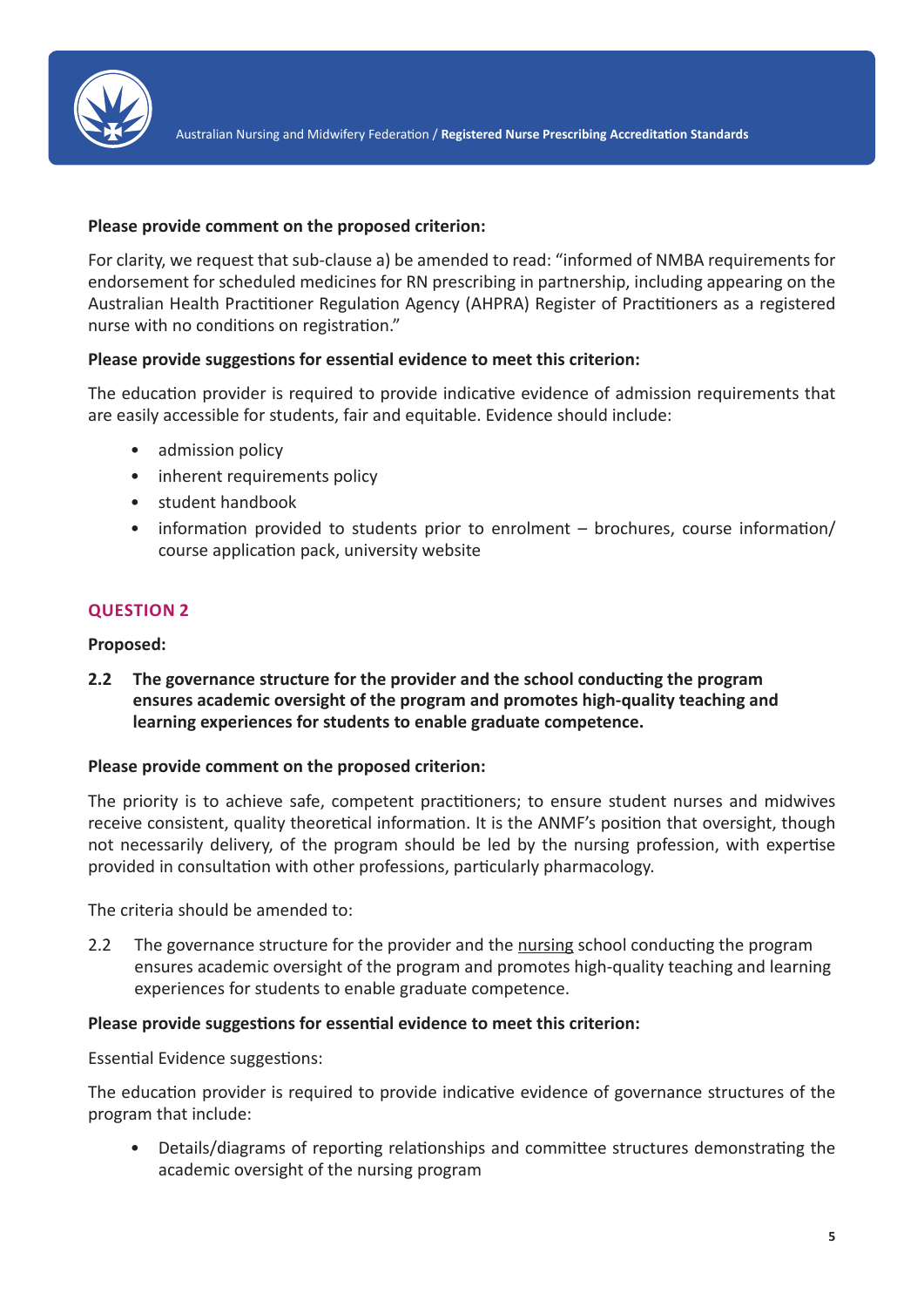**Please provide comment on the proposed criterion:**

For clarity, we request that sub-clause a) be amended to read: "informed of NMBA requirements for endorsement for scheduled medicines for RN prescribing in partnership, including appearing on the Australian Health Practitioner Regulation Agency (AHPRA) Register of Practitioners as a registered nurse with no conditions on registration."

**Please provide suggestions for essential evidence to meet this criterion:**

The education provider is required to provide indicative evidence of admission requirements that are easily accessible for students, fair and equitable. Evidence should include:

- admission policy
- inherent requirements policy
- student handbook
- information provided to students prior to enrolment – brochures, course information/ course application pack, university website

## QUESTION 2

**Proposed:**

**2.2 The governance structure for the provider and the school conducting the program ensures academic oversight of the program and promotes high-quality teaching and learning experiences for students to enable graduate competence.**

**Please provide comment on the proposed criterion:**

The priority is to achieve safe, competent practitioners; to ensure student nurses and midwives receive consistent, quality theoretical information. It is the ANMF's position that oversight, though not necessarily delivery, of the program should be led by the nursing profession, with expertise provided in consultation with other professions, particularly pharmacology.

The criteria should be amended to:

2.2 The governance structure for the provider and the <u>nursing</u> school conducting the program ensures academic oversight of the program and promotes high-quality teaching and learning experiences for students to enable graduate competence.

**Please provide suggestions for essential evidence to meet this criterion:**

Essential Evidence suggestions:

The education provider is required to provide indicative evidence of governance structures of the program that include:

- Details/diagrams of reporting relationships and committee structures demonstrating the academic oversight of the nursing program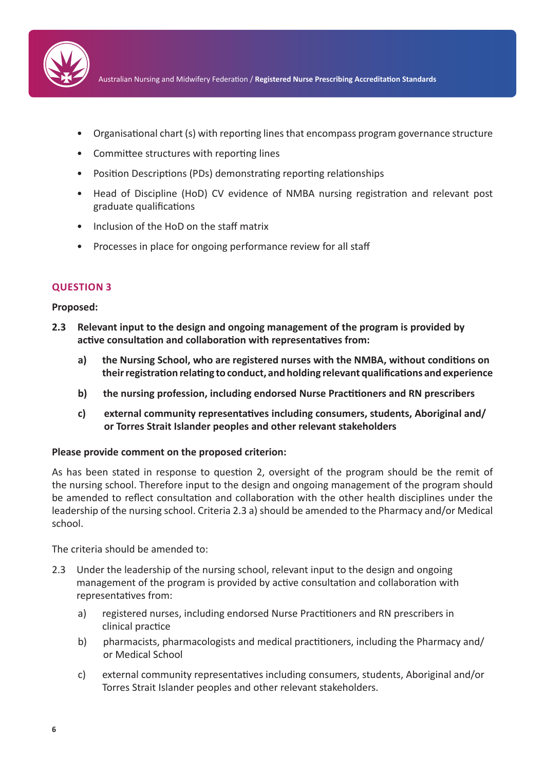- Organisational chart (s) with reporting lines that encompass program governance structure
- Committee structures with reporting lines
- Position Descriptions (PDs) demonstrating reporting relationships
- Head of Discipline (HoD) CV evidence of NMBA nursing registration and relevant post graduate qualifications
- Inclusion of the HoD on the staff matrix
- Processes in place for ongoing performance review for all staff

## QUESTION 3

**Proposed:**

**2.3 Relevant input to the design and ongoing management of the program is provided by active consultation and collaboration with representatives from:**

- **a) the Nursing School, who are registered nurses with the NMBA, without conditions on their registration relating to conduct, and holding relevant qualifications and experience**
- **b) the nursing profession, including endorsed Nurse Practitioners and RN prescribers**
- **c) external community representatives including consumers, students, Aboriginal and/ or Torres Strait Islander peoples and other relevant stakeholders**

**Please provide comment on the proposed criterion:**

As has been stated in response to question 2, oversight of the program should be the remit of the nursing school. Therefore input to the design and ongoing management of the program should be amended to reflect consultation and collaboration with the other health disciplines under the leadership of the nursing school. Criteria 2.3 a) should be amended to the Pharmacy and/or Medical school.

The criteria should be amended to:

2.3 Under the leadership of the nursing school, relevant input to the design and ongoing management of the program is provided by active consultation and collaboration with representatives from:

- a) registered nurses, including endorsed Nurse Practitioners and RN prescribers in clinical practice
- b) pharmacists, pharmacologists and medical practitioners, including the Pharmacy and/ or Medical School
- c) external community representatives including consumers, students, Aboriginal and/or Torres Strait Islander peoples and other relevant stakeholders.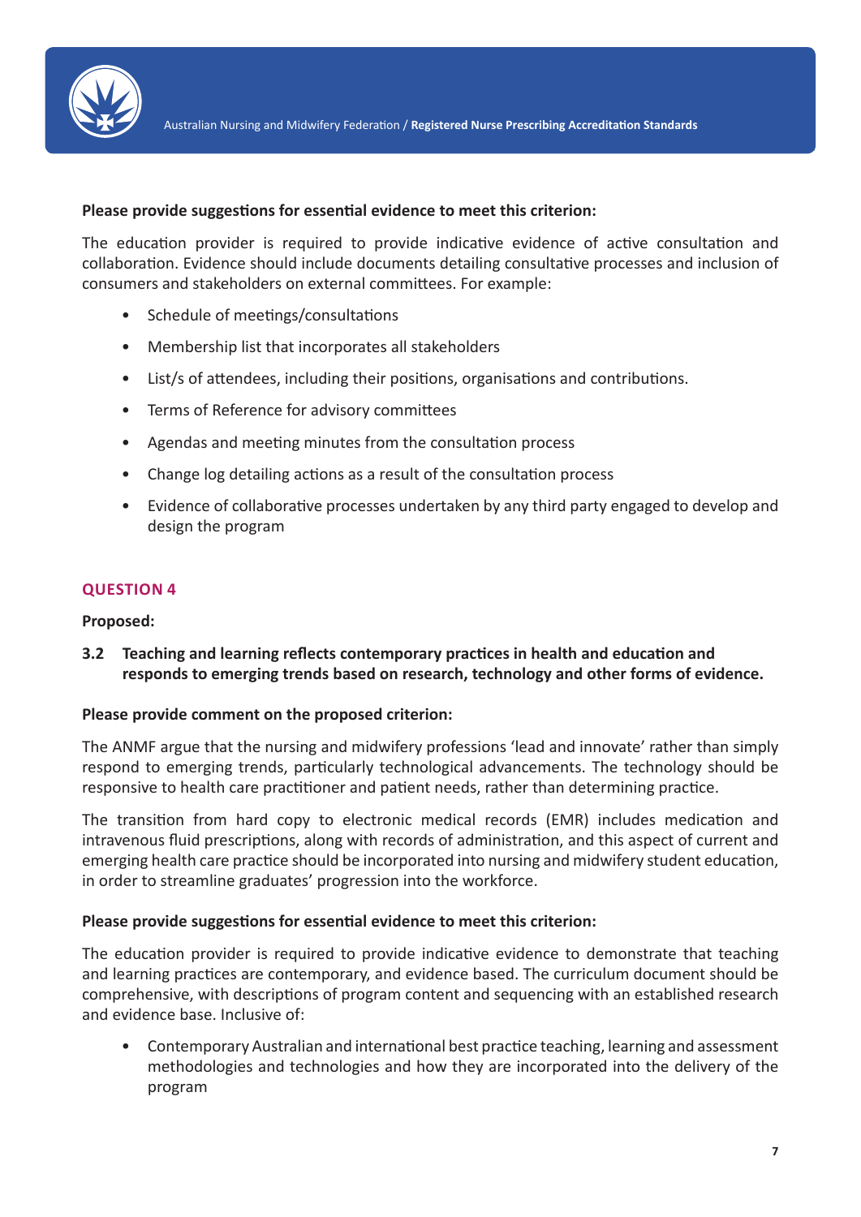**Please provide suggestions for essential evidence to meet this criterion:**

The education provider is required to provide indicative evidence of active consultation and collaboration. Evidence should include documents detailing consultative processes and inclusion of consumers and stakeholders on external committees. For example:

- Schedule of meetings/consultations
- Membership list that incorporates all stakeholders
- List/s of attendees, including their positions, organisations and contributions.
- Terms of Reference for advisory committees
- Agendas and meeting minutes from the consultation process
- Change log detailing actions as a result of the consultation process
- Evidence of collaborative processes undertaken by any third party engaged to develop and design the program

## QUESTION 4

**Proposed:**

**3.2 Teaching and learning reflects contemporary practices in health and education and responds to emerging trends based on research, technology and other forms of evidence.**

**Please provide comment on the proposed criterion:**

The ANMF argue that the nursing and midwifery professions 'lead and innovate' rather than simply respond to emerging trends, particularly technological advancements. The technology should be responsive to health care practitioner and patient needs, rather than determining practice.

The transition from hard copy to electronic medical records (EMR) includes medication and intravenous fluid prescriptions, along with records of administration, and this aspect of current and emerging health care practice should be incorporated into nursing and midwifery student education, in order to streamline graduates' progression into the workforce.

**Please provide suggestions for essential evidence to meet this criterion:**

The education provider is required to provide indicative evidence to demonstrate that teaching and learning practices are contemporary, and evidence based. The curriculum document should be comprehensive, with descriptions of program content and sequencing with an established research and evidence base. Inclusive of:

- Contemporary Australian and international best practice teaching, learning and assessment methodologies and technologies and how they are incorporated into the delivery of the program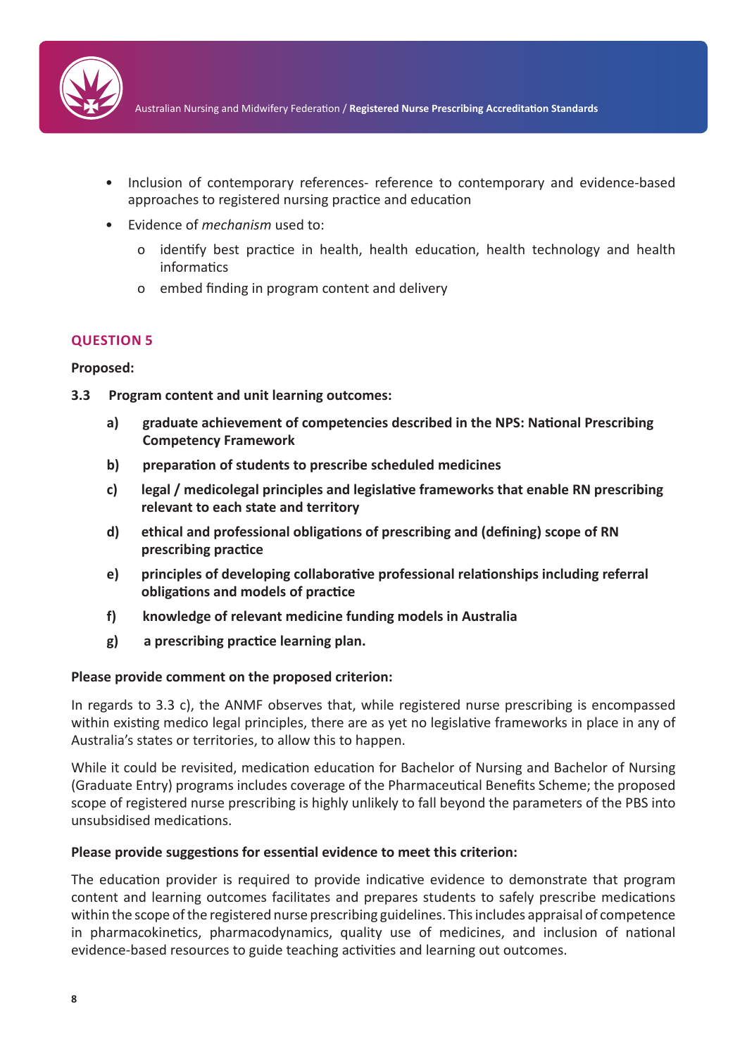- Inclusion of contemporary references- reference to contemporary and evidence-based approaches to registered nursing practice and education
- Evidence of *mechanism* used to:
    - identify best practice in health, health education, health technology and health informatics
    - embed finding in program content and delivery

## QUESTION 5

**Proposed:**

**3.3 Program content and unit learning outcomes:**

- **a) graduate achievement of competencies described in the NPS: National Prescribing Competency Framework**
- **b) preparation of students to prescribe scheduled medicines**
- **c) legal / medicolegal principles and legislative frameworks that enable RN prescribing relevant to each state and territory**
- **d) ethical and professional obligations of prescribing and (defining) scope of RN prescribing practice**
- **e) principles of developing collaborative professional relationships including referral obligations and models of practice**
- **f) knowledge of relevant medicine funding models in Australia**
- **g) a prescribing practice learning plan.**

**Please provide comment on the proposed criterion:**

In regards to 3.3 c), the ANMF observes that, while registered nurse prescribing is encompassed within existing medico legal principles, there are as yet no legislative frameworks in place in any of Australia's states or territories, to allow this to happen.

While it could be revisited, medication education for Bachelor of Nursing and Bachelor of Nursing (Graduate Entry) programs includes coverage of the Pharmaceutical Benefits Scheme; the proposed scope of registered nurse prescribing is highly unlikely to fall beyond the parameters of the PBS into unsubsidised medications.

**Please provide suggestions for essential evidence to meet this criterion:**

The education provider is required to provide indicative evidence to demonstrate that program content and learning outcomes facilitates and prepares students to safely prescribe medications within the scope of the registered nurse prescribing guidelines. This includes appraisal of competence in pharmacokinetics, pharmacodynamics, quality use of medicines, and inclusion of national evidence-based resources to guide teaching activities and learning out outcomes.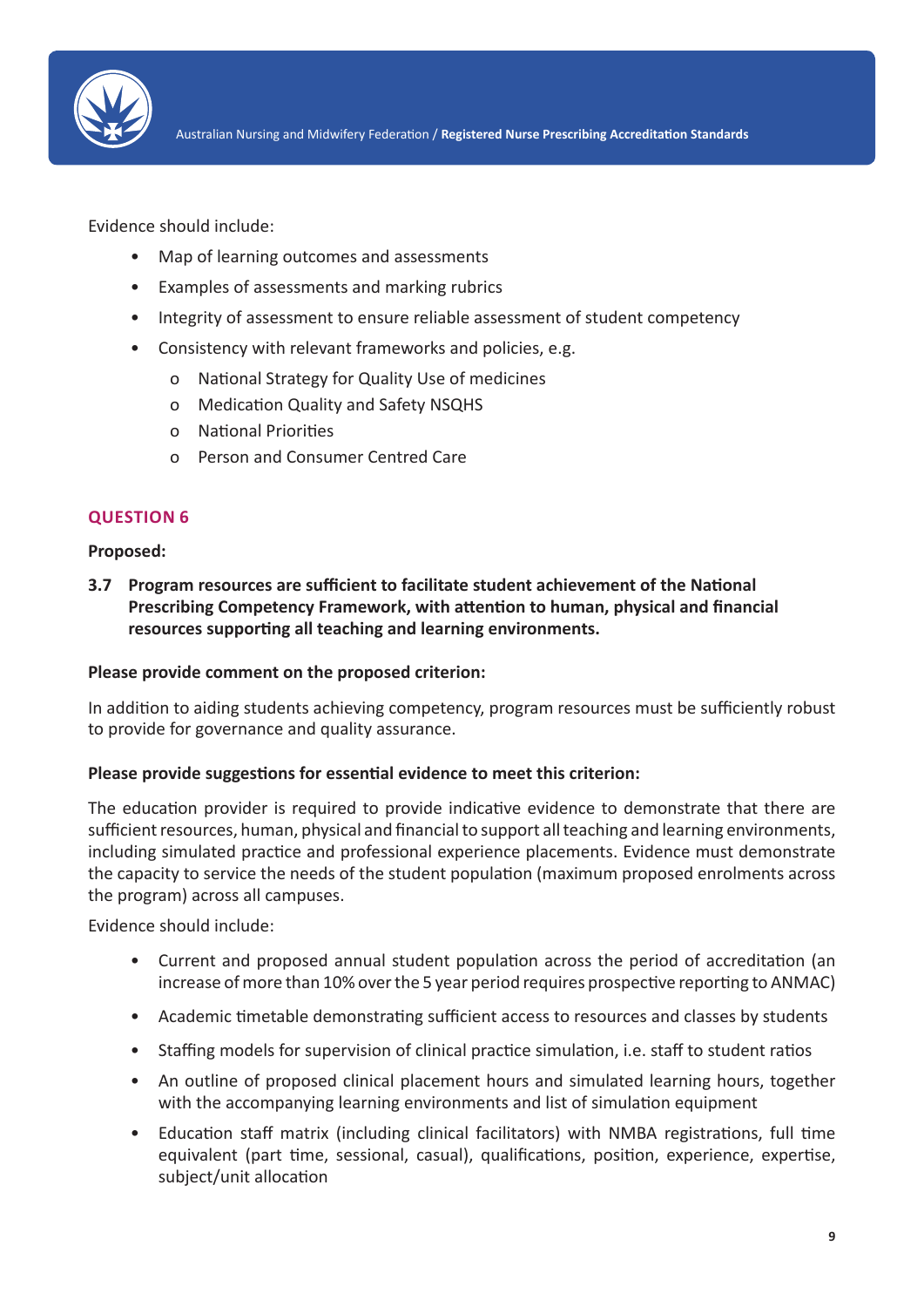Evidence should include:

- Map of learning outcomes and assessments
- Examples of assessments and marking rubrics
- Integrity of assessment to ensure reliable assessment of student competency
- Consistency with relevant frameworks and policies, e.g.
  - National Strategy for Quality Use of medicines
  - Medication Quality and Safety NSQHS
  - National Priorities
  - Person and Consumer Centred Care

## QUESTION 6

**Proposed:**

**3.7 Program resources are sufficient to facilitate student achievement of the National Prescribing Competency Framework, with attention to human, physical and financial resources supporting all teaching and learning environments.**

**Please provide comment on the proposed criterion:**

In addition to aiding students achieving competency, program resources must be sufficiently robust to provide for governance and quality assurance.

**Please provide suggestions for essential evidence to meet this criterion:**

The education provider is required to provide indicative evidence to demonstrate that there are sufficient resources, human, physical and financial to support all teaching and learning environments, including simulated practice and professional experience placements. Evidence must demonstrate the capacity to service the needs of the student population (maximum proposed enrolments across the program) across all campuses.

Evidence should include:

- Current and proposed annual student population across the period of accreditation (an increase of more than 10% over the 5 year period requires prospective reporting to ANMAC)
- Academic timetable demonstrating sufficient access to resources and classes by students
- Staffing models for supervision of clinical practice simulation, i.e. staff to student ratios
- An outline of proposed clinical placement hours and simulated learning hours, together with the accompanying learning environments and list of simulation equipment
- Education staff matrix (including clinical facilitators) with NMBA registrations, full time equivalent (part time, sessional, casual), qualifications, position, experience, expertise, subject/unit allocation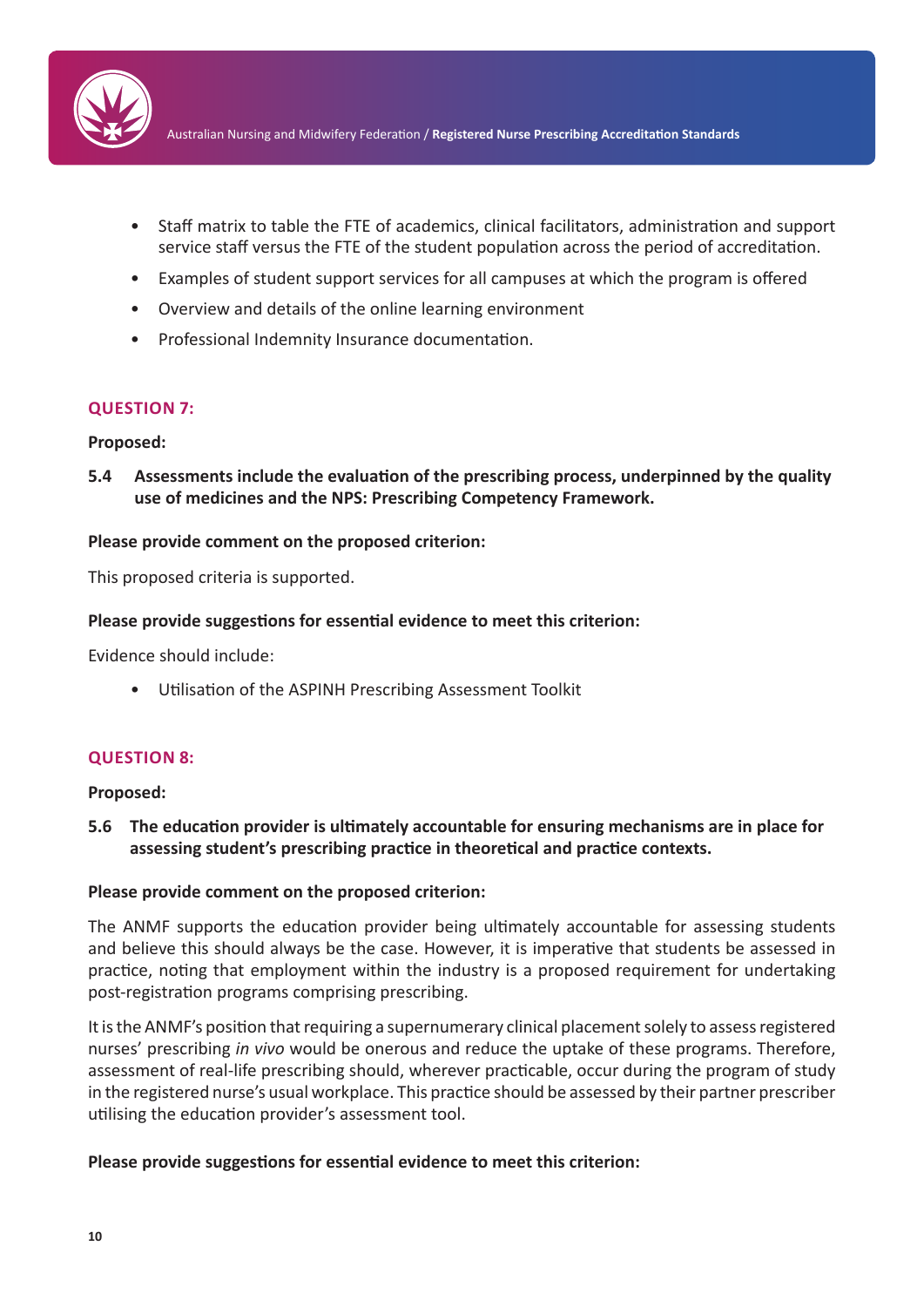- Staff matrix to table the FTE of academics, clinical facilitators, administration and support service staff versus the FTE of the student population across the period of accreditation.
- Examples of student support services for all campuses at which the program is offered
- Overview and details of the online learning environment
- Professional Indemnity Insurance documentation.

## QUESTION 7:

**Proposed:**

**5.4 Assessments include the evaluation of the prescribing process, underpinned by the quality use of medicines and the NPS: Prescribing Competency Framework.**

**Please provide comment on the proposed criterion:**

This proposed criteria is supported.

**Please provide suggestions for essential evidence to meet this criterion:**

Evidence should include:

- Utilisation of the ASPINH Prescribing Assessment Toolkit

## QUESTION 8:

**Proposed:**

**5.6 The education provider is ultimately accountable for ensuring mechanisms are in place for assessing student's prescribing practice in theoretical and practice contexts.**

**Please provide comment on the proposed criterion:**

The ANMF supports the education provider being ultimately accountable for assessing students and believe this should always be the case. However, it is imperative that students be assessed in practice, noting that employment within the industry is a proposed requirement for undertaking post-registration programs comprising prescribing.

It is the ANMF's position that requiring a supernumerary clinical placement solely to assess registered nurses' prescribing *in vivo* would be onerous and reduce the uptake of these programs. Therefore, assessment of real-life prescribing should, wherever practicable, occur during the program of study in the registered nurse's usual workplace. This practice should be assessed by their partner prescriber utilising the education provider's assessment tool.

**Please provide suggestions for essential evidence to meet this criterion:**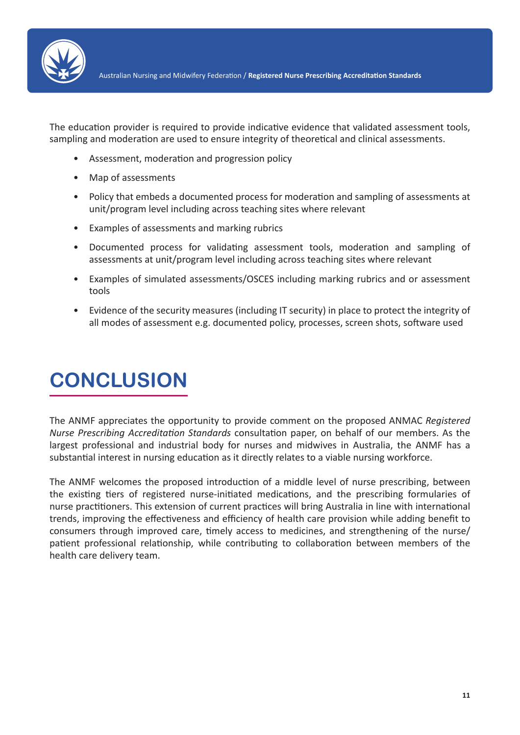The education provider is required to provide indicative evidence that validated assessment tools, sampling and moderation are used to ensure integrity of theoretical and clinical assessments.

- Assessment, moderation and progression policy
- Map of assessments
- Policy that embeds a documented process for moderation and sampling of assessments at unit/program level including across teaching sites where relevant
- Examples of assessments and marking rubrics
- Documented process for validating assessment tools, moderation and sampling of assessments at unit/program level including across teaching sites where relevant
- Examples of simulated assessments/OSCES including marking rubrics and or assessment tools
- Evidence of the security measures (including IT security) in place to protect the integrity of all modes of assessment e.g. documented policy, processes, screen shots, software used

# CONCLUSION

The ANMF appreciates the opportunity to provide comment on the proposed ANMAC *Registered Nurse Prescribing Accreditation Standards* consultation paper, on behalf of our members. As the largest professional and industrial body for nurses and midwives in Australia, the ANMF has a substantial interest in nursing education as it directly relates to a viable nursing workforce.

The ANMF welcomes the proposed introduction of a middle level of nurse prescribing, between the existing tiers of registered nurse-initiated medications, and the prescribing formularies of nurse practitioners. This extension of current practices will bring Australia in line with international trends, improving the effectiveness and efficiency of health care provision while adding benefit to consumers through improved care, timely access to medicines, and strengthening of the nurse/patient professional relationship, while contributing to collaboration between members of the health care delivery team.